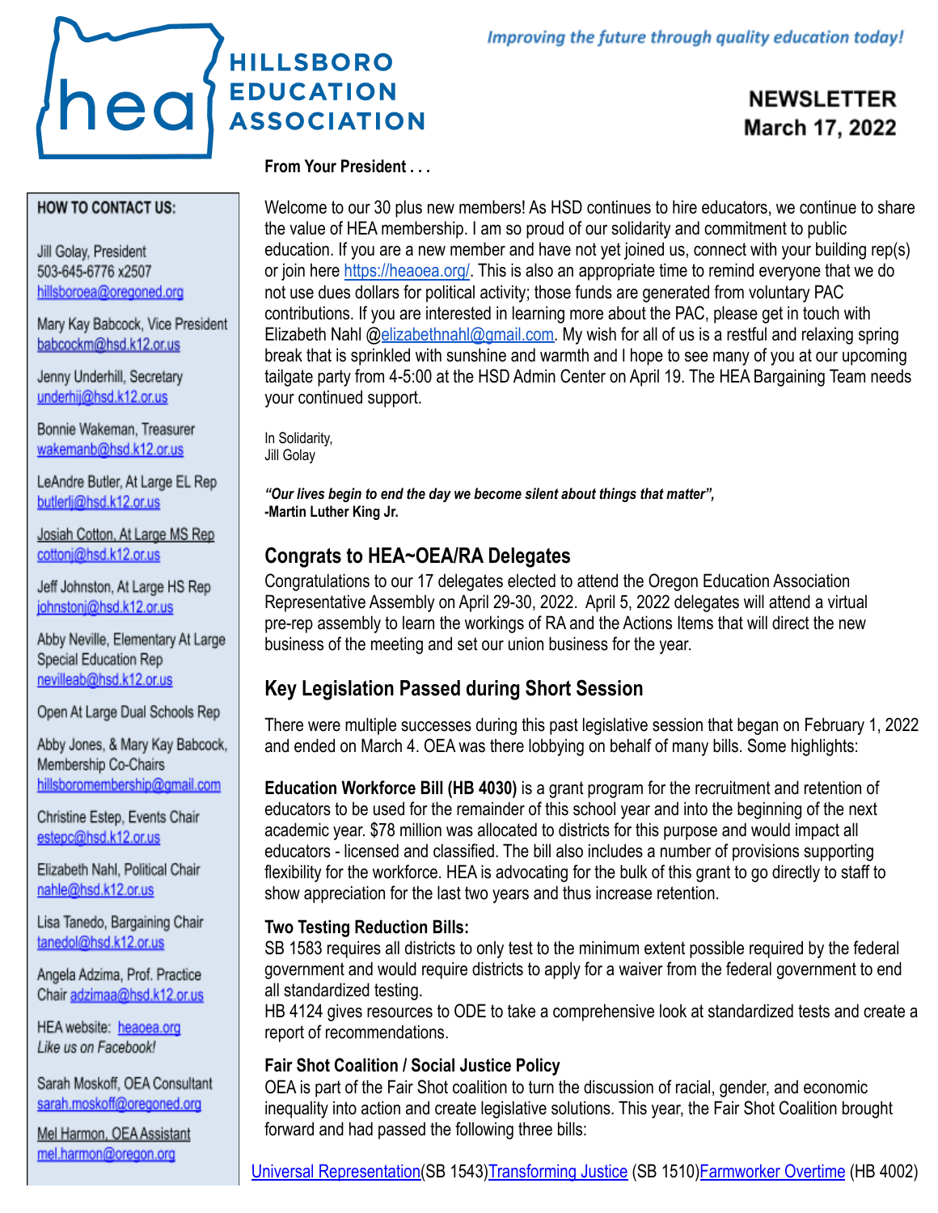# HILLSBORO EDUCATION ASSOCIATION

*Improving the future through quality education today!*

**NEWSLETTER**
**March 17, 2022**

**HOW TO CONTACT US:**

Jill Golay, President
503-645-6776 x2507
hillsboroea@oregoned.org

Mary Kay Babcock, Vice President
babcockm@hsd.k12.or.us

Jenny Underhill, Secretary
underhij@hsd.k12.or.us

Bonnie Wakeman, Treasurer
wakemanb@hsd.k12.or.us

LeAndre Butler, At Large EL Rep
butlerlj@hsd.k12.or.us

Josiah Cotton, At Large MS Rep
cottonj@hsd.k12.or.us

Jeff Johnston, At Large HS Rep
johnstonj@hsd.k12.or.us

Abby Neville, Elementary At Large Special Education Rep
nevilleab@hsd.k12.or.us

Open At Large Dual Schools Rep

Abby Jones, & Mary Kay Babcock, Membership Co-Chairs
hillsboromembership@gmail.com

Christine Estep, Events Chair
estepc@hsd.k12.or.us

Elizabeth Nahl, Political Chair
nahle@hsd.k12.or.us

Lisa Tanedo, Bargaining Chair
tanedol@hsd.k12.or.us

Angela Adzima, Prof. Practice Chair adzimaa@hsd.k12.or.us

HEA website: heaoea.org
*Like us on Facebook!*

Sarah Moskoff, OEA Consultant
sarah.moskoff@oregoned.org

Mel Harmon, OEA Assistant
mel.harmon@oregon.org

**From Your President . . .**

Welcome to our 30 plus new members! As HSD continues to hire educators, we continue to share the value of HEA membership. I am so proud of our solidarity and commitment to public education. If you are a new member and have not yet joined us, connect with your building rep(s) or join here https://heaoea.org/. This is also an appropriate time to remind everyone that we do not use dues dollars for political activity; those funds are generated from voluntary PAC contributions. If you are interested in learning more about the PAC, please get in touch with Elizabeth Nahl @elizabethnahl@gmail.com. My wish for all of us is a restful and relaxing spring break that is sprinkled with sunshine and warmth and I hope to see many of you at our upcoming tailgate party from 4-5:00 at the HSD Admin Center on April 19. The HEA Bargaining Team needs your continued support.

In Solidarity,
Jill Golay

***"Our lives begin to end the day we become silent about things that matter",***
**-Martin Luther King Jr.**

## Congrats to HEA~OEA/RA Delegates

Congratulations to our 17 delegates elected to attend the Oregon Education Association Representative Assembly on April 29-30, 2022. April 5, 2022 delegates will attend a virtual pre-rep assembly to learn the workings of RA and the Actions Items that will direct the new business of the meeting and set our union business for the year.

## Key Legislation Passed during Short Session

There were multiple successes during this past legislative session that began on February 1, 2022 and ended on March 4. OEA was there lobbying on behalf of many bills. Some highlights:

**Education Workforce Bill (HB 4030)** is a grant program for the recruitment and retention of educators to be used for the remainder of this school year and into the beginning of the next academic year. $78 million was allocated to districts for this purpose and would impact all educators - licensed and classified. The bill also includes a number of provisions supporting flexibility for the workforce. HEA is advocating for the bulk of this grant to go directly to staff to show appreciation for the last two years and thus increase retention.

**Two Testing Reduction Bills:**
SB 1583 requires all districts to only test to the minimum extent possible required by the federal government and would require districts to apply for a waiver from the federal government to end all standardized testing.
HB 4124 gives resources to ODE to take a comprehensive look at standardized tests and create a report of recommendations.

**Fair Shot Coalition / Social Justice Policy**
OEA is part of the Fair Shot coalition to turn the discussion of racial, gender, and economic inequality into action and create legislative solutions. This year, the Fair Shot Coalition brought forward and had passed the following three bills:

Universal Representation(SB 1543)Transforming Justice (SB 1510)Farmworker Overtime (HB 4002)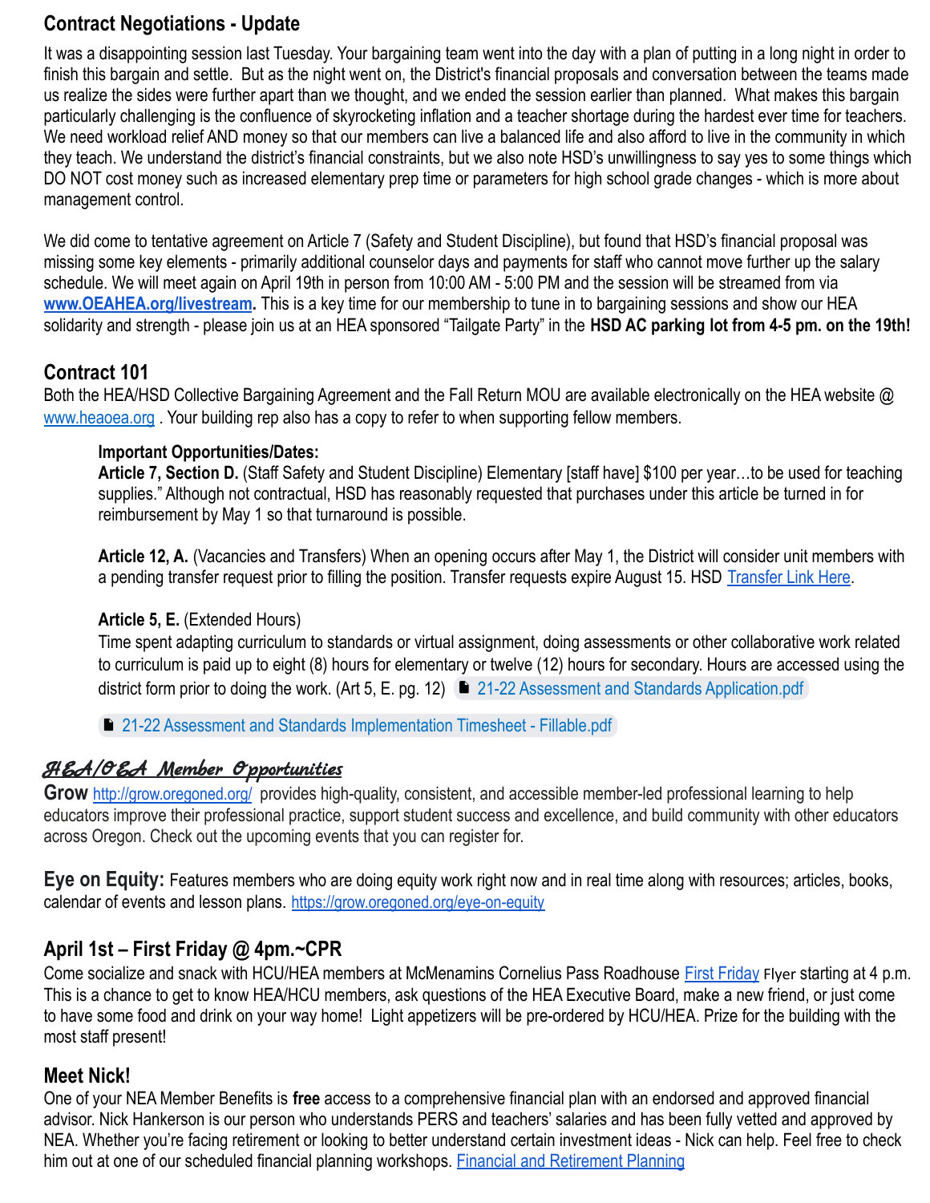## Contract Negotiations - Update

It was a disappointing session last Tuesday. Your bargaining team went into the day with a plan of putting in a long night in order to finish this bargain and settle. But as the night went on, the District's financial proposals and conversation between the teams made us realize the sides were further apart than we thought, and we ended the session earlier than planned. What makes this bargain particularly challenging is the confluence of skyrocketing inflation and a teacher shortage during the hardest ever time for teachers. We need workload relief AND money so that our members can live a balanced life and also afford to live in the community in which they teach. We understand the district's financial constraints, but we also note HSD's unwillingness to say yes to some things which DO NOT cost money such as increased elementary prep time or parameters for high school grade changes - which is more about management control.

We did come to tentative agreement on Article 7 (Safety and Student Discipline), but found that HSD's financial proposal was missing some key elements - primarily additional counselor days and payments for staff who cannot move further up the salary schedule. We will meet again on April 19th in person from 10:00 AM - 5:00 PM and the session will be streamed from via **www.OEAHEA.org/livestream.** This is a key time for our membership to tune in to bargaining sessions and show our HEA solidarity and strength - please join us at an HEA sponsored "Tailgate Party" in the **HSD AC parking lot from 4-5 pm. on the 19th!**

## Contract 101

Both the HEA/HSD Collective Bargaining Agreement and the Fall Return MOU are available electronically on the HEA website @ www.heaoea.org . Your building rep also has a copy to refer to when supporting fellow members.

**Important Opportunities/Dates:**

**Article 7, Section D.** (Staff Safety and Student Discipline) Elementary [staff have] $100 per year…to be used for teaching supplies." Although not contractual, HSD has reasonably requested that purchases under this article be turned in for reimbursement by May 1 so that turnaround is possible.

**Article 12, A.** (Vacancies and Transfers) When an opening occurs after May 1, the District will consider unit members with a pending transfer request prior to filling the position. Transfer requests expire August 15. HSD Transfer Link Here.

**Article 5, E.** (Extended Hours)
Time spent adapting curriculum to standards or virtual assignment, doing assessments or other collaborative work related to curriculum is paid up to eight (8) hours for elementary or twelve (12) hours for secondary. Hours are accessed using the district form prior to doing the work. (Art 5, E. pg. 12) 21-22 Assessment and Standards Application.pdf

21-22 Assessment and Standards Implementation Timesheet - Fillable.pdf

## *HEA/OEA Member Opportunities*

**Grow** http://grow.oregoned.org/ provides high-quality, consistent, and accessible member-led professional learning to help educators improve their professional practice, support student success and excellence, and build community with other educators across Oregon. Check out the upcoming events that you can register for.

**Eye on Equity:** Features members who are doing equity work right now and in real time along with resources; articles, books, calendar of events and lesson plans. https://grow.oregoned.org/eye-on-equity

## April 1st – First Friday @ 4pm.~CPR

Come socialize and snack with HCU/HEA members at McMenamins Cornelius Pass Roadhouse First Friday Flyer starting at 4 p.m. This is a chance to get to know HEA/HCU members, ask questions of the HEA Executive Board, make a new friend, or just come to have some food and drink on your way home! Light appetizers will be pre-ordered by HCU/HEA. Prize for the building with the most staff present!

## Meet Nick!

One of your NEA Member Benefits is **free** access to a comprehensive financial plan with an endorsed and approved financial advisor. Nick Hankerson is our person who understands PERS and teachers' salaries and has been fully vetted and approved by NEA. Whether you're facing retirement or looking to better understand certain investment ideas - Nick can help. Feel free to check him out at one of our scheduled financial planning workshops. Financial and Retirement Planning